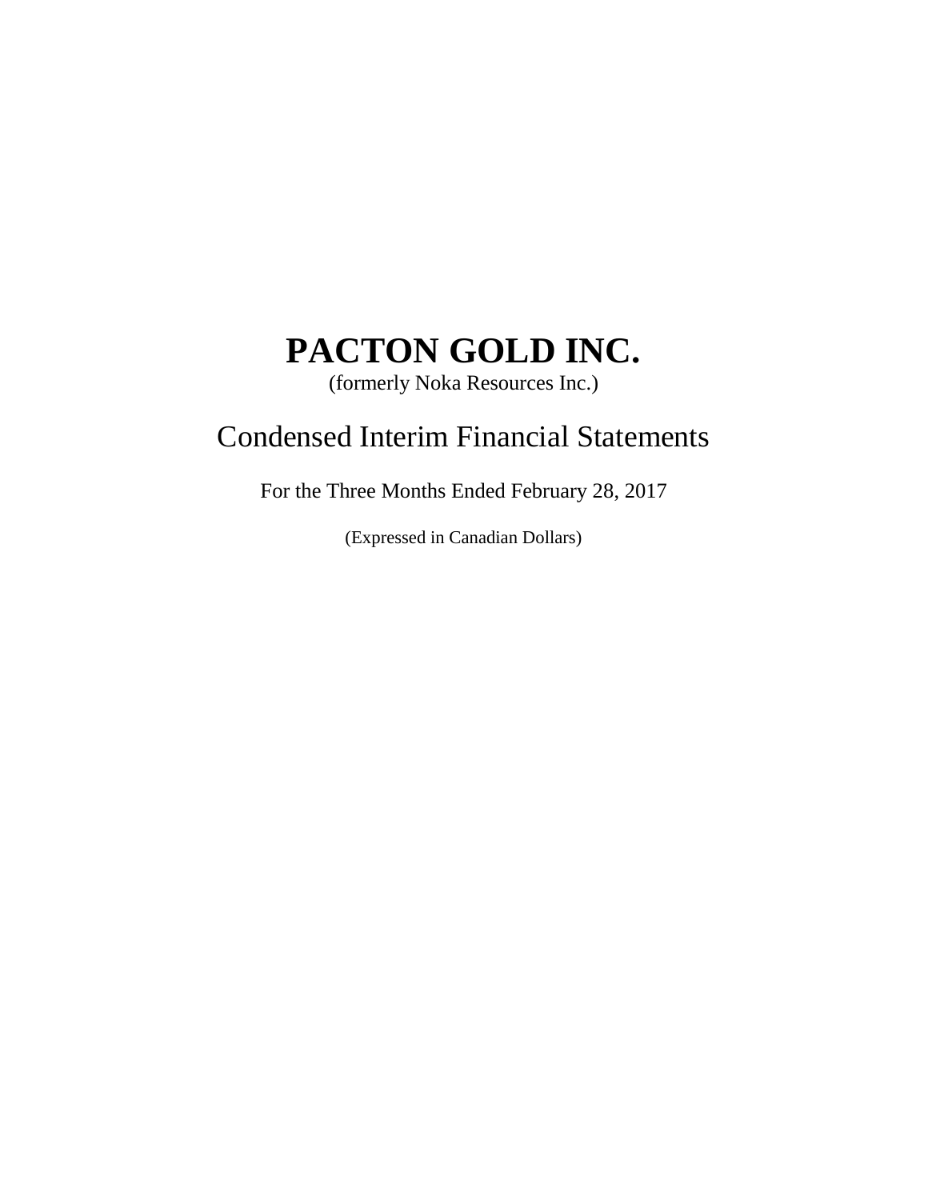# PACTON GOLD INC.

(formerly Noka Resources Inc.)

## Condensed Interim Financial Statements

For the Three Months Ended February 28, 2017

(Expressed in Canadian Dollars)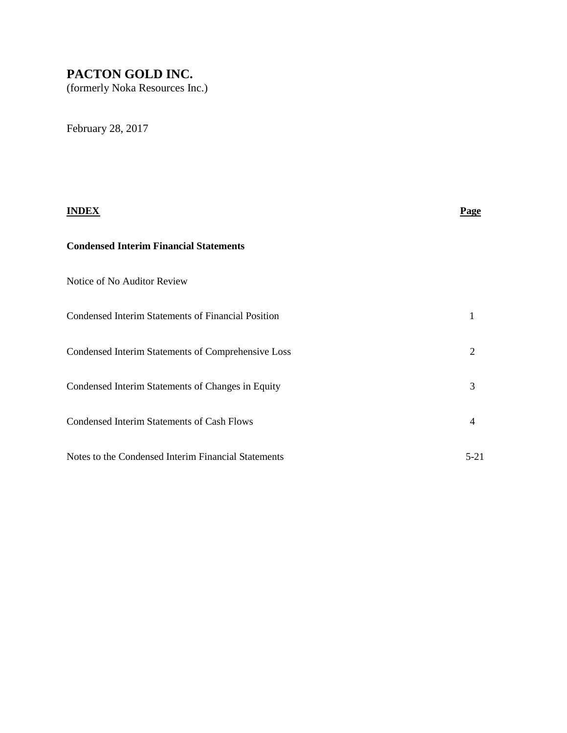# PACTON GOLD INC.

(formerly Noka Resources Inc.)

February 28, 2017

| **INDEX** | **Page** |
|---|---|
| **Condensed Interim Financial Statements** | |
| Notice of No Auditor Review | |
| Condensed Interim Statements of Financial Position | 1 |
| Condensed Interim Statements of Comprehensive Loss | 2 |
| Condensed Interim Statements of Changes in Equity | 3 |
| Condensed Interim Statements of Cash Flows | 4 |
| Notes to the Condensed Interim Financial Statements | 5-21 |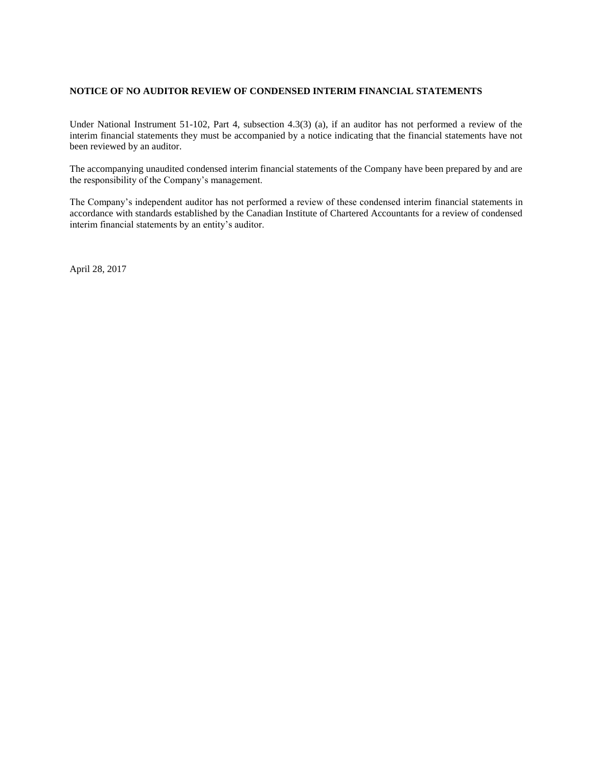**NOTICE OF NO AUDITOR REVIEW OF CONDENSED INTERIM FINANCIAL STATEMENTS**

Under National Instrument 51-102, Part 4, subsection 4.3(3) (a), if an auditor has not performed a review of the interim financial statements they must be accompanied by a notice indicating that the financial statements have not been reviewed by an auditor.

The accompanying unaudited condensed interim financial statements of the Company have been prepared by and are the responsibility of the Company's management.

The Company's independent auditor has not performed a review of these condensed interim financial statements in accordance with standards established by the Canadian Institute of Chartered Accountants for a review of condensed interim financial statements by an entity's auditor.

April 28, 2017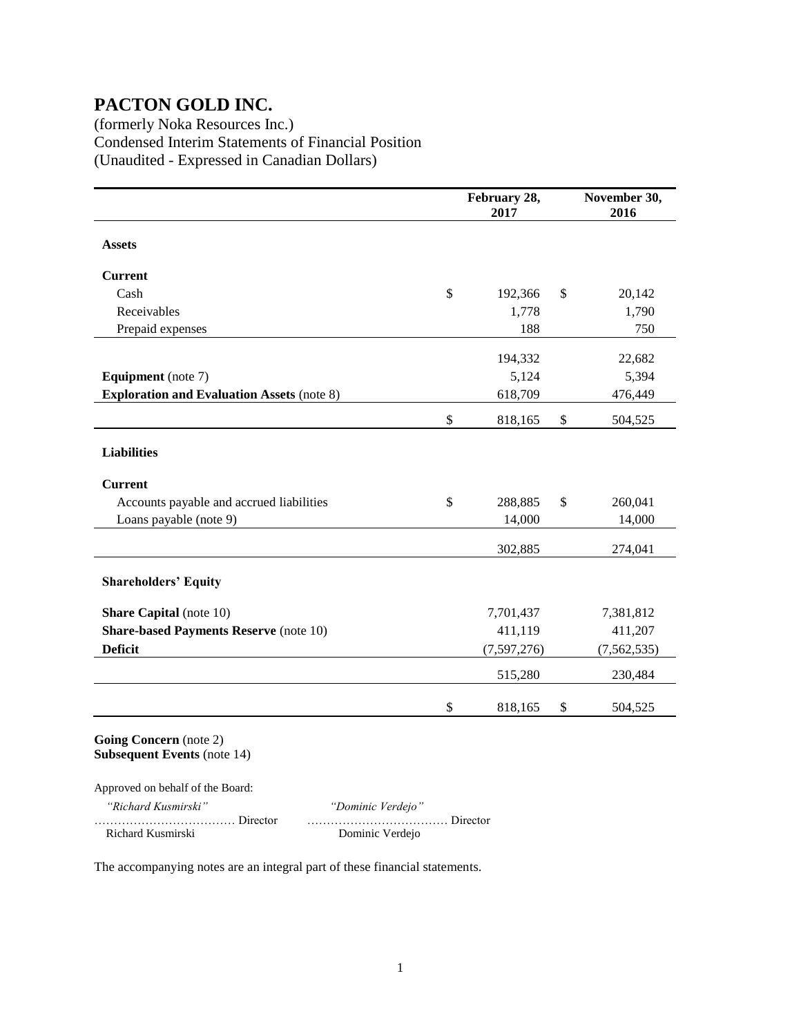# PACTON GOLD INC.

(formerly Noka Resources Inc.)
Condensed Interim Statements of Financial Position
(Unaudited - Expressed in Canadian Dollars)

| | February 28, 2017 | November 30, 2016 |
|---|---|---|
| **Assets** | | |
| **Current** | | |
| Cash | $ 192,366 | $ 20,142 |
| Receivables | 1,778 | 1,790 |
| Prepaid expenses | 188 | 750 |
| | 194,332 | 22,682 |
| **Equipment** (note 7) | 5,124 | 5,394 |
| **Exploration and Evaluation Assets** (note 8) | 618,709 | 476,449 |
| | $ 818,165 | $ 504,525 |
| **Liabilities** | | |
| **Current** | | |
| Accounts payable and accrued liabilities | $ 288,885 | $ 260,041 |
| Loans payable (note 9) | 14,000 | 14,000 |
| | 302,885 | 274,041 |
| **Shareholders' Equity** | | |
| **Share Capital** (note 10) | 7,701,437 | 7,381,812 |
| **Share-based Payments Reserve** (note 10) | 411,119 | 411,207 |
| **Deficit** | (7,597,276) | (7,562,535) |
| | 515,280 | 230,484 |
| | $ 818,165 | $ 504,525 |

**Going Concern** (note 2)
**Subsequent Events** (note 14)

Approved on behalf of the Board:

*"Richard Kusmirski"* ……………………………… Director
Richard Kusmirski

*"Dominic Verdejo"* ……………………………… Director
Dominic Verdejo

The accompanying notes are an integral part of these financial statements.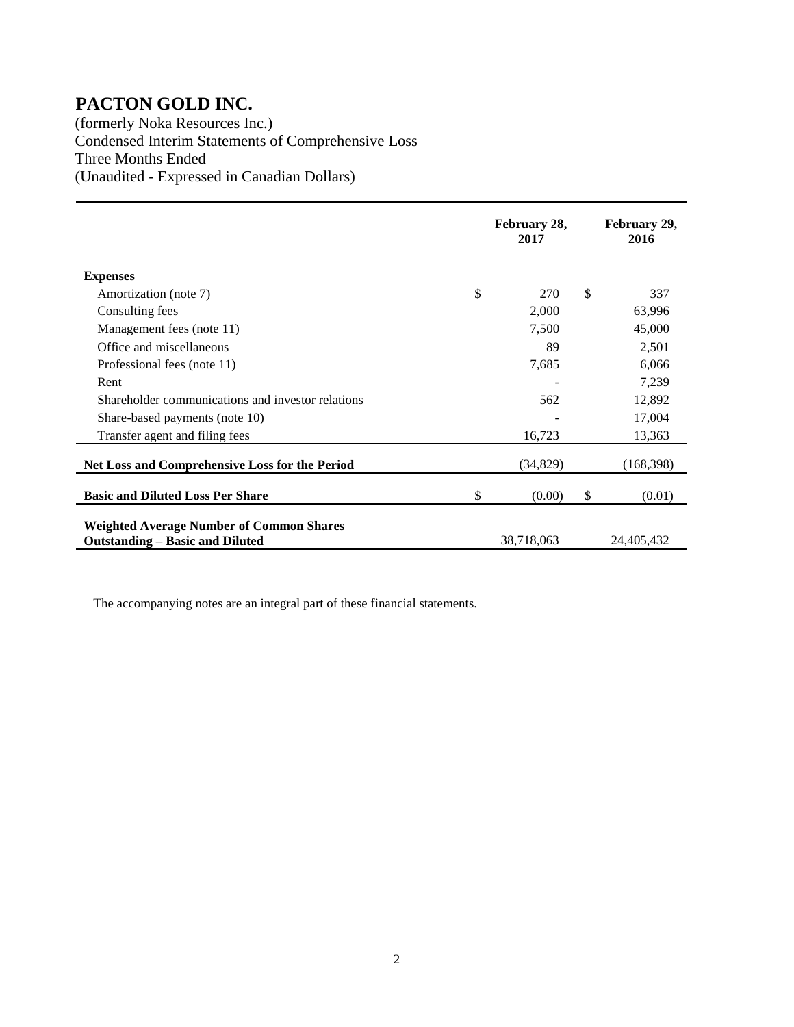# PACTON GOLD INC.

(formerly Noka Resources Inc.)
Condensed Interim Statements of Comprehensive Loss
Three Months Ended
(Unaudited - Expressed in Canadian Dollars)

| | February 28, 2017 | February 29, 2016 |
|---|---|---|
| **Expenses** | | |
| Amortization (note 7) | $ 270 | $ 337 |
| Consulting fees | 2,000 | 63,996 |
| Management fees (note 11) | 7,500 | 45,000 |
| Office and miscellaneous | 89 | 2,501 |
| Professional fees (note 11) | 7,685 | 6,066 |
| Rent | - | 7,239 |
| Shareholder communications and investor relations | 562 | 12,892 |
| Share-based payments (note 10) | - | 17,004 |
| Transfer agent and filing fees | 16,723 | 13,363 |
| **Net Loss and Comprehensive Loss for the Period** | (34,829) | (168,398) |
| **Basic and Diluted Loss Per Share** | $ (0.00) | $ (0.01) |
| **Weighted Average Number of Common Shares Outstanding – Basic and Diluted** | 38,718,063 | 24,405,432 |

The accompanying notes are an integral part of these financial statements.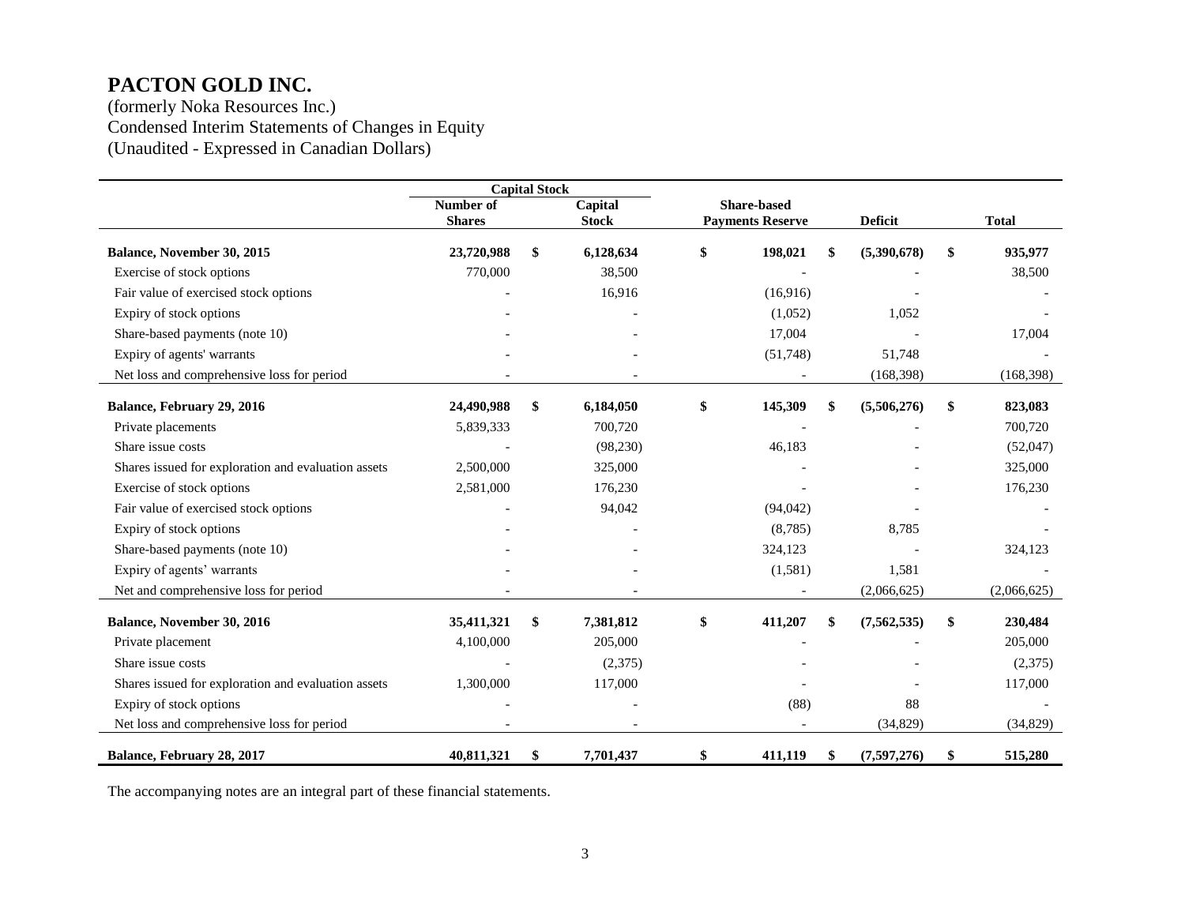# PACTON GOLD INC.

(formerly Noka Resources Inc.)
Condensed Interim Statements of Changes in Equity
(Unaudited - Expressed in Canadian Dollars)

| | Capital Stock | | | | |
|---|---|---|---|---|---|
| | Number of Shares | Capital Stock | Share-based Payments Reserve | Deficit | Total |
| **Balance, November 30, 2015** | **23,720,988** | **$ 6,128,634** | **$ 198,021** | **$ (5,390,678)** | **$ 935,977** |
| Exercise of stock options | 770,000 | 38,500 | - | - | 38,500 |
| Fair value of exercised stock options | - | 16,916 | (16,916) | - | - |
| Expiry of stock options | - | - | (1,052) | 1,052 | - |
| Share-based payments (note 10) | - | - | 17,004 | - | 17,004 |
| Expiry of agents' warrants | - | - | (51,748) | 51,748 | - |
| Net loss and comprehensive loss for period | - | - | - | (168,398) | (168,398) |
| **Balance, February 29, 2016** | **24,490,988** | **$ 6,184,050** | **$ 145,309** | **$ (5,506,276)** | **$ 823,083** |
| Private placements | 5,839,333 | 700,720 | - | - | 700,720 |
| Share issue costs | - | (98,230) | 46,183 | - | (52,047) |
| Shares issued for exploration and evaluation assets | 2,500,000 | 325,000 | - | - | 325,000 |
| Exercise of stock options | 2,581,000 | 176,230 | - | - | 176,230 |
| Fair value of exercised stock options | - | 94,042 | (94,042) | - | - |
| Expiry of stock options | - | - | (8,785) | 8,785 | - |
| Share-based payments (note 10) | - | - | 324,123 | - | 324,123 |
| Expiry of agents' warrants | - | - | (1,581) | 1,581 | - |
| Net and comprehensive loss for period | - | - | - | (2,066,625) | (2,066,625) |
| **Balance, November 30, 2016** | **35,411,321** | **$ 7,381,812** | **$ 411,207** | **$ (7,562,535)** | **$ 230,484** |
| Private placement | 4,100,000 | 205,000 | - | - | 205,000 |
| Share issue costs | - | (2,375) | - | - | (2,375) |
| Shares issued for exploration and evaluation assets | 1,300,000 | 117,000 | - | - | 117,000 |
| Expiry of stock options | - | - | (88) | 88 | - |
| Net loss and comprehensive loss for period | - | - | - | (34,829) | (34,829) |
| **Balance, February 28, 2017** | **40,811,321** | **$ 7,701,437** | **$ 411,119** | **$ (7,597,276)** | **$ 515,280** |

The accompanying notes are an integral part of these financial statements.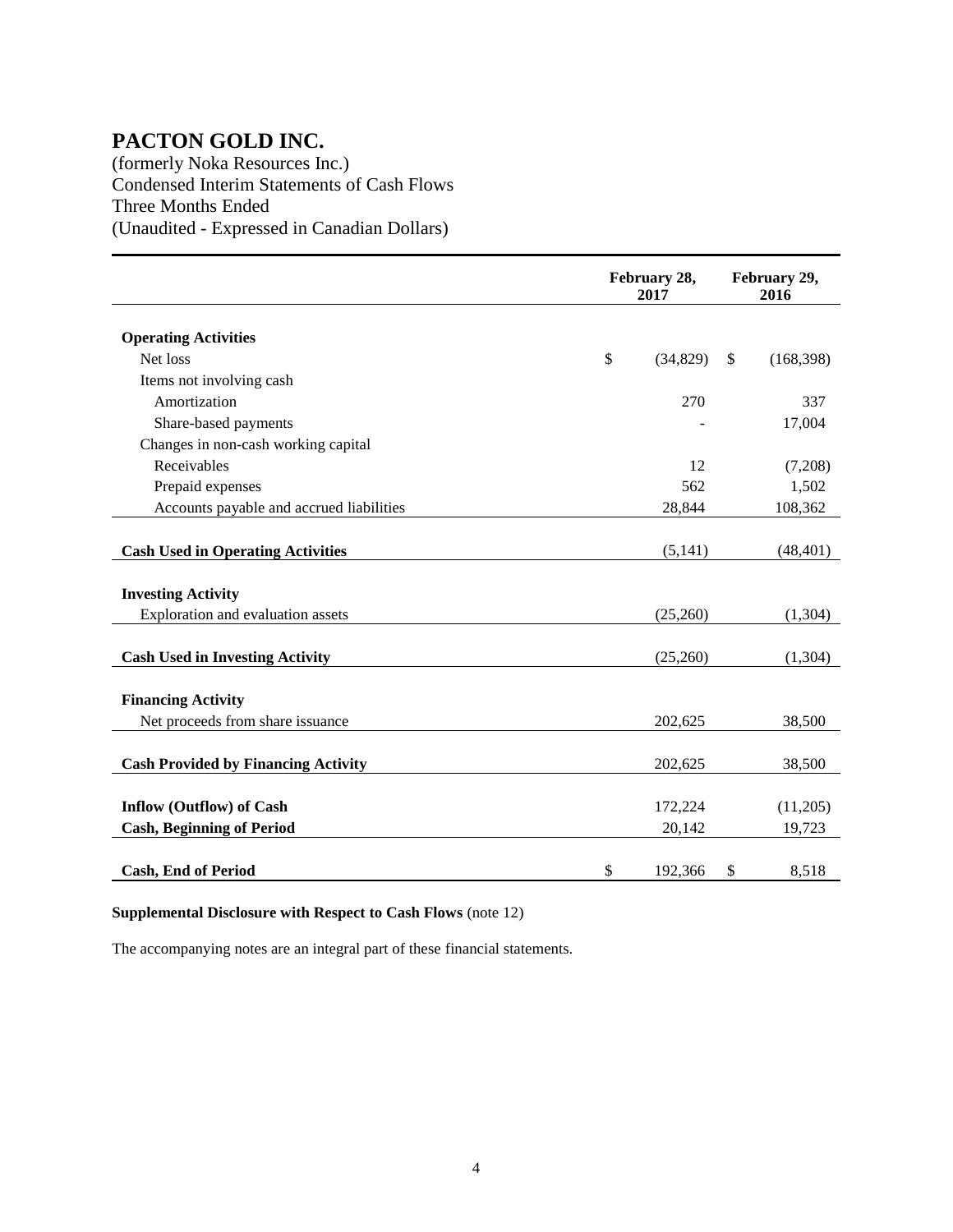# PACTON GOLD INC.

(formerly Noka Resources Inc.)
Condensed Interim Statements of Cash Flows
Three Months Ended
(Unaudited - Expressed in Canadian Dollars)

| | February 28, 2017 | February 29, 2016 |
|---|---|---|
| **Operating Activities** | | |
| Net loss | $ (34,829) | $ (168,398) |
| Items not involving cash | | |
| Amortization | 270 | 337 |
| Share-based payments | - | 17,004 |
| Changes in non-cash working capital | | |
| Receivables | 12 | (7,208) |
| Prepaid expenses | 562 | 1,502 |
| Accounts payable and accrued liabilities | 28,844 | 108,362 |
| **Cash Used in Operating Activities** | (5,141) | (48,401) |
| **Investing Activity** | | |
| Exploration and evaluation assets | (25,260) | (1,304) |
| **Cash Used in Investing Activity** | (25,260) | (1,304) |
| **Financing Activity** | | |
| Net proceeds from share issuance | 202,625 | 38,500 |
| **Cash Provided by Financing Activity** | 202,625 | 38,500 |
| **Inflow (Outflow) of Cash** | 172,224 | (11,205) |
| **Cash, Beginning of Period** | 20,142 | 19,723 |
| **Cash, End of Period** | $ 192,366 | $ 8,518 |

**Supplemental Disclosure with Respect to Cash Flows** (note 12)

The accompanying notes are an integral part of these financial statements.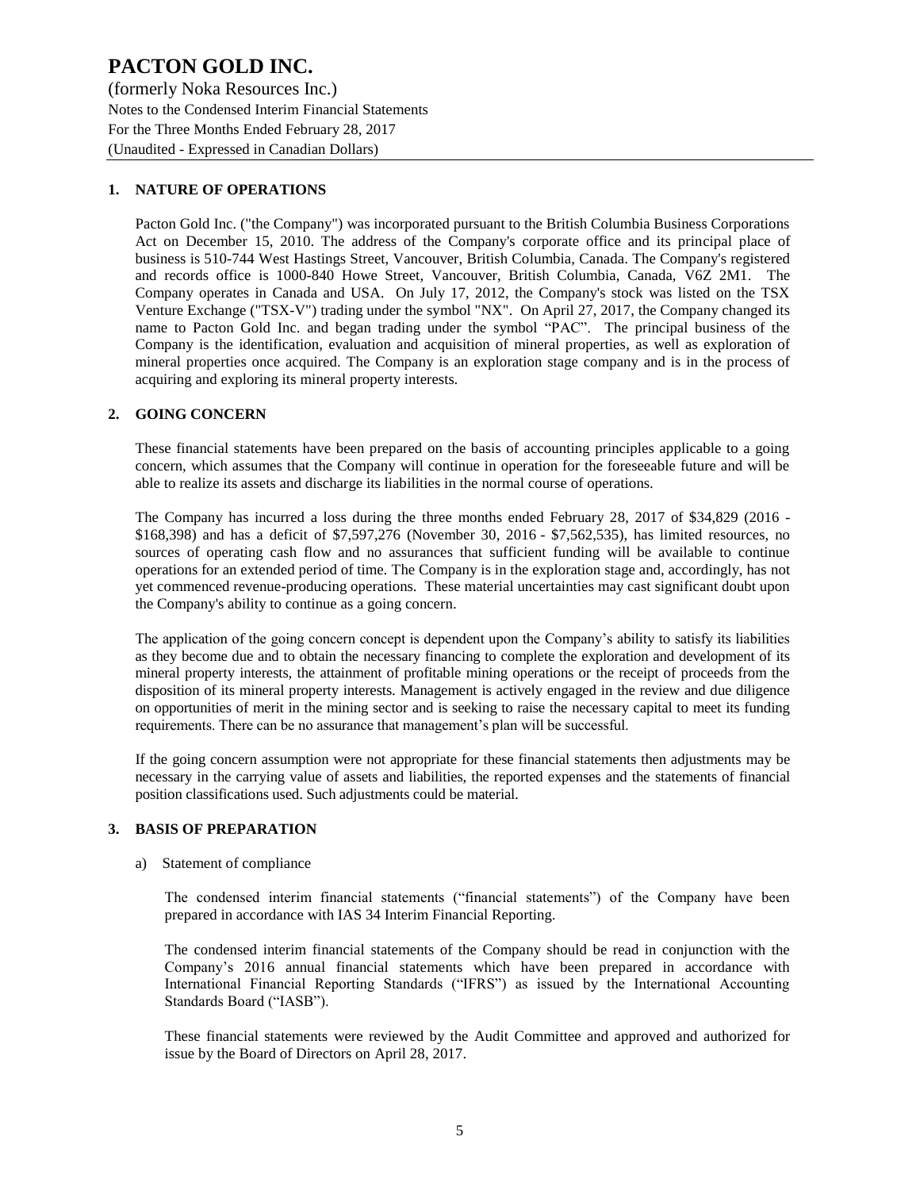# PACTON GOLD INC.

(formerly Noka Resources Inc.)
Notes to the Condensed Interim Financial Statements
For the Three Months Ended February 28, 2017
(Unaudited - Expressed in Canadian Dollars)

## 1. NATURE OF OPERATIONS

Pacton Gold Inc. ("the Company") was incorporated pursuant to the British Columbia Business Corporations Act on December 15, 2010. The address of the Company's corporate office and its principal place of business is 510-744 West Hastings Street, Vancouver, British Columbia, Canada. The Company's registered and records office is 1000-840 Howe Street, Vancouver, British Columbia, Canada, V6Z 2M1. The Company operates in Canada and USA. On July 17, 2012, the Company's stock was listed on the TSX Venture Exchange ("TSX-V") trading under the symbol "NX". On April 27, 2017, the Company changed its name to Pacton Gold Inc. and began trading under the symbol "PAC". The principal business of the Company is the identification, evaluation and acquisition of mineral properties, as well as exploration of mineral properties once acquired. The Company is an exploration stage company and is in the process of acquiring and exploring its mineral property interests.

## 2. GOING CONCERN

These financial statements have been prepared on the basis of accounting principles applicable to a going concern, which assumes that the Company will continue in operation for the foreseeable future and will be able to realize its assets and discharge its liabilities in the normal course of operations.

The Company has incurred a loss during the three months ended February 28, 2017 of $34,829 (2016 - $168,398) and has a deficit of $7,597,276 (November 30, 2016 - $7,562,535), has limited resources, no sources of operating cash flow and no assurances that sufficient funding will be available to continue operations for an extended period of time. The Company is in the exploration stage and, accordingly, has not yet commenced revenue-producing operations. These material uncertainties may cast significant doubt upon the Company's ability to continue as a going concern.

The application of the going concern concept is dependent upon the Company's ability to satisfy its liabilities as they become due and to obtain the necessary financing to complete the exploration and development of its mineral property interests, the attainment of profitable mining operations or the receipt of proceeds from the disposition of its mineral property interests. Management is actively engaged in the review and due diligence on opportunities of merit in the mining sector and is seeking to raise the necessary capital to meet its funding requirements. There can be no assurance that management's plan will be successful.

If the going concern assumption were not appropriate for these financial statements then adjustments may be necessary in the carrying value of assets and liabilities, the reported expenses and the statements of financial position classifications used. Such adjustments could be material.

## 3. BASIS OF PREPARATION

a) Statement of compliance

The condensed interim financial statements ("financial statements") of the Company have been prepared in accordance with IAS 34 Interim Financial Reporting.

The condensed interim financial statements of the Company should be read in conjunction with the Company's 2016 annual financial statements which have been prepared in accordance with International Financial Reporting Standards ("IFRS") as issued by the International Accounting Standards Board ("IASB").

These financial statements were reviewed by the Audit Committee and approved and authorized for issue by the Board of Directors on April 28, 2017.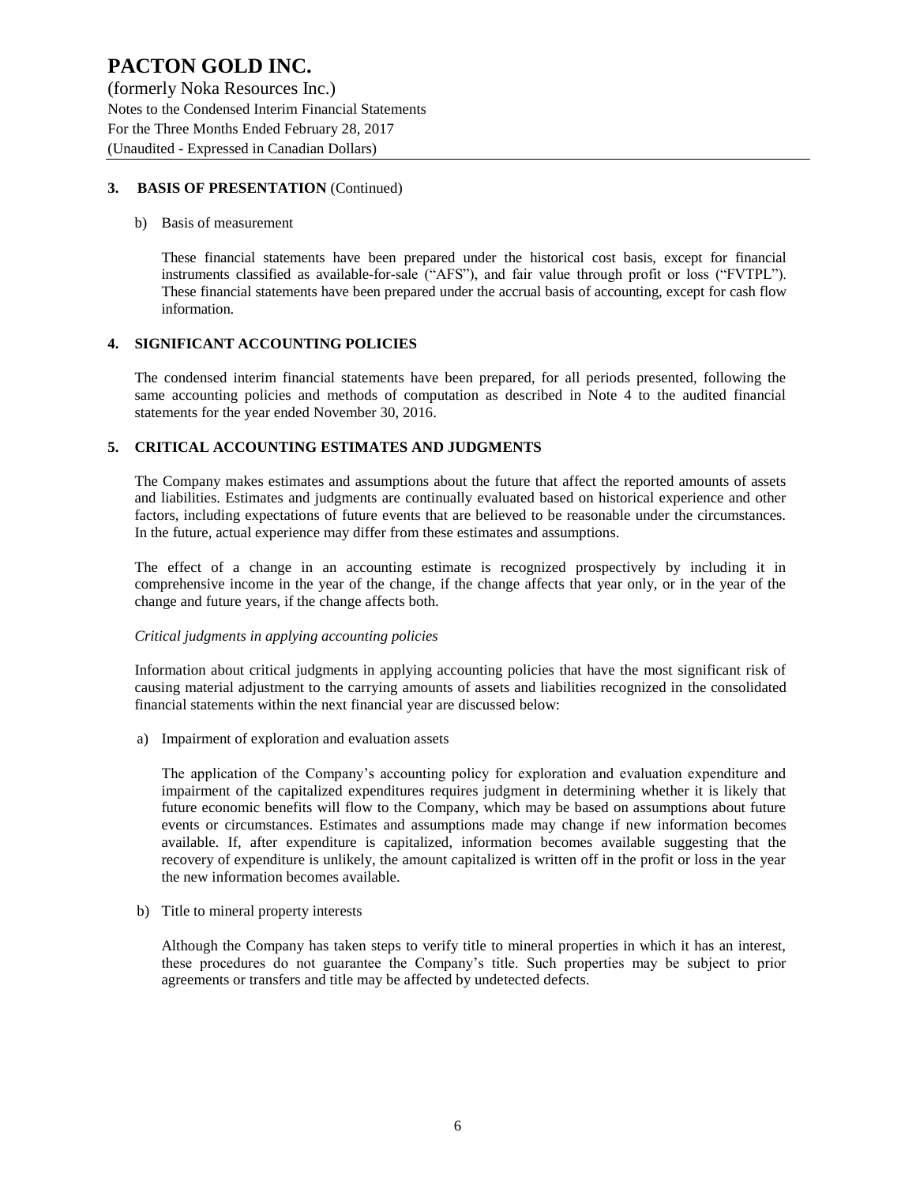## 3. BASIS OF PRESENTATION (Continued)

b) Basis of measurement

These financial statements have been prepared under the historical cost basis, except for financial instruments classified as available-for-sale ("AFS"), and fair value through profit or loss ("FVTPL"). These financial statements have been prepared under the accrual basis of accounting, except for cash flow information.

## 4. SIGNIFICANT ACCOUNTING POLICIES

The condensed interim financial statements have been prepared, for all periods presented, following the same accounting policies and methods of computation as described in Note 4 to the audited financial statements for the year ended November 30, 2016.

## 5. CRITICAL ACCOUNTING ESTIMATES AND JUDGMENTS

The Company makes estimates and assumptions about the future that affect the reported amounts of assets and liabilities. Estimates and judgments are continually evaluated based on historical experience and other factors, including expectations of future events that are believed to be reasonable under the circumstances. In the future, actual experience may differ from these estimates and assumptions.

The effect of a change in an accounting estimate is recognized prospectively by including it in comprehensive income in the year of the change, if the change affects that year only, or in the year of the change and future years, if the change affects both.

*Critical judgments in applying accounting policies*

Information about critical judgments in applying accounting policies that have the most significant risk of causing material adjustment to the carrying amounts of assets and liabilities recognized in the consolidated financial statements within the next financial year are discussed below:

a) Impairment of exploration and evaluation assets

The application of the Company's accounting policy for exploration and evaluation expenditure and impairment of the capitalized expenditures requires judgment in determining whether it is likely that future economic benefits will flow to the Company, which may be based on assumptions about future events or circumstances. Estimates and assumptions made may change if new information becomes available. If, after expenditure is capitalized, information becomes available suggesting that the recovery of expenditure is unlikely, the amount capitalized is written off in the profit or loss in the year the new information becomes available.

b) Title to mineral property interests

Although the Company has taken steps to verify title to mineral properties in which it has an interest, these procedures do not guarantee the Company's title. Such properties may be subject to prior agreements or transfers and title may be affected by undetected defects.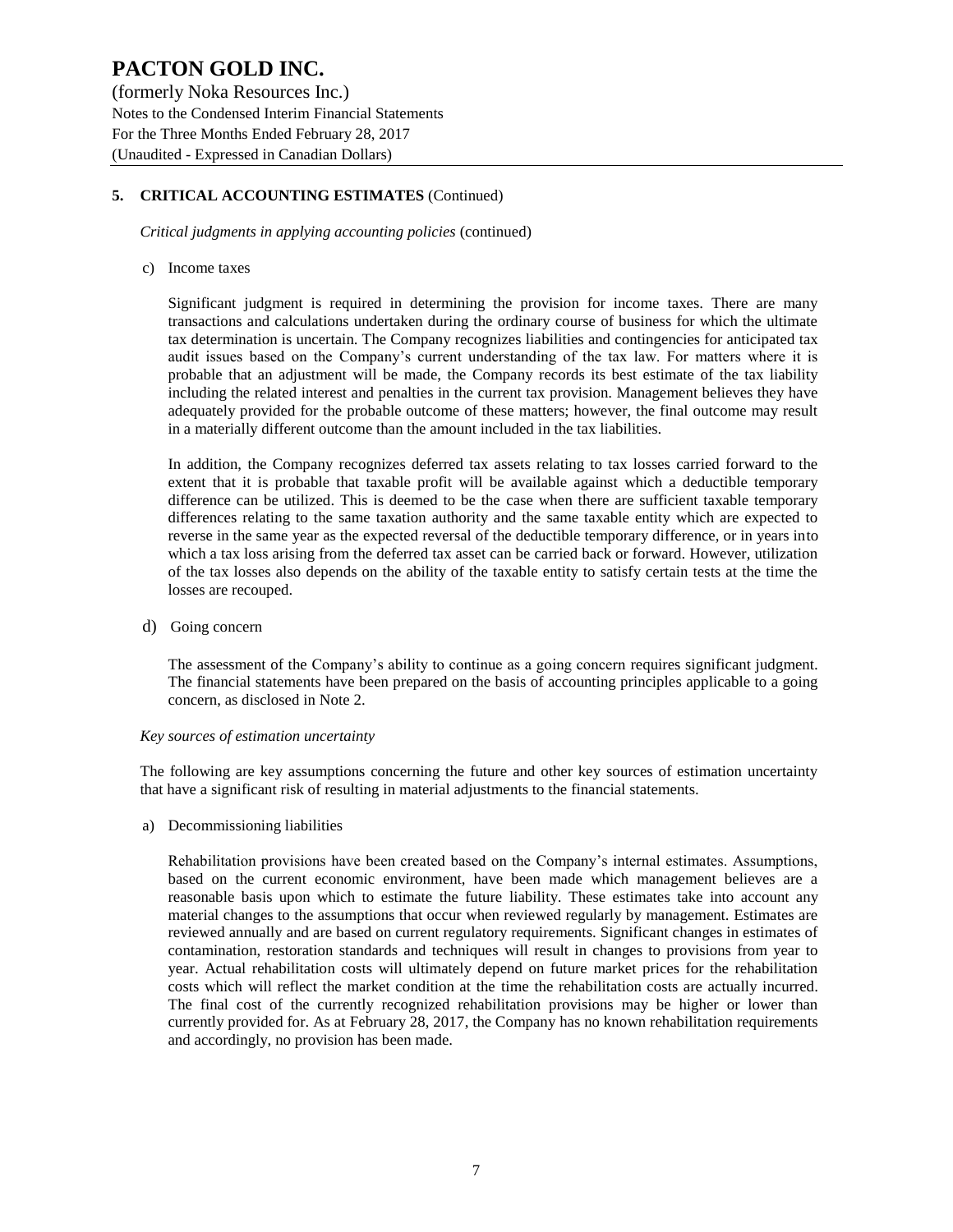## 5. CRITICAL ACCOUNTING ESTIMATES (Continued)

*Critical judgments in applying accounting policies* (continued)

c) Income taxes

Significant judgment is required in determining the provision for income taxes. There are many transactions and calculations undertaken during the ordinary course of business for which the ultimate tax determination is uncertain. The Company recognizes liabilities and contingencies for anticipated tax audit issues based on the Company's current understanding of the tax law. For matters where it is probable that an adjustment will be made, the Company records its best estimate of the tax liability including the related interest and penalties in the current tax provision. Management believes they have adequately provided for the probable outcome of these matters; however, the final outcome may result in a materially different outcome than the amount included in the tax liabilities.

In addition, the Company recognizes deferred tax assets relating to tax losses carried forward to the extent that it is probable that taxable profit will be available against which a deductible temporary difference can be utilized. This is deemed to be the case when there are sufficient taxable temporary differences relating to the same taxation authority and the same taxable entity which are expected to reverse in the same year as the expected reversal of the deductible temporary difference, or in years into which a tax loss arising from the deferred tax asset can be carried back or forward. However, utilization of the tax losses also depends on the ability of the taxable entity to satisfy certain tests at the time the losses are recouped.

d) Going concern

The assessment of the Company's ability to continue as a going concern requires significant judgment. The financial statements have been prepared on the basis of accounting principles applicable to a going concern, as disclosed in Note 2.

*Key sources of estimation uncertainty*

The following are key assumptions concerning the future and other key sources of estimation uncertainty that have a significant risk of resulting in material adjustments to the financial statements.

a) Decommissioning liabilities

Rehabilitation provisions have been created based on the Company's internal estimates. Assumptions, based on the current economic environment, have been made which management believes are a reasonable basis upon which to estimate the future liability. These estimates take into account any material changes to the assumptions that occur when reviewed regularly by management. Estimates are reviewed annually and are based on current regulatory requirements. Significant changes in estimates of contamination, restoration standards and techniques will result in changes to provisions from year to year. Actual rehabilitation costs will ultimately depend on future market prices for the rehabilitation costs which will reflect the market condition at the time the rehabilitation costs are actually incurred. The final cost of the currently recognized rehabilitation provisions may be higher or lower than currently provided for. As at February 28, 2017, the Company has no known rehabilitation requirements and accordingly, no provision has been made.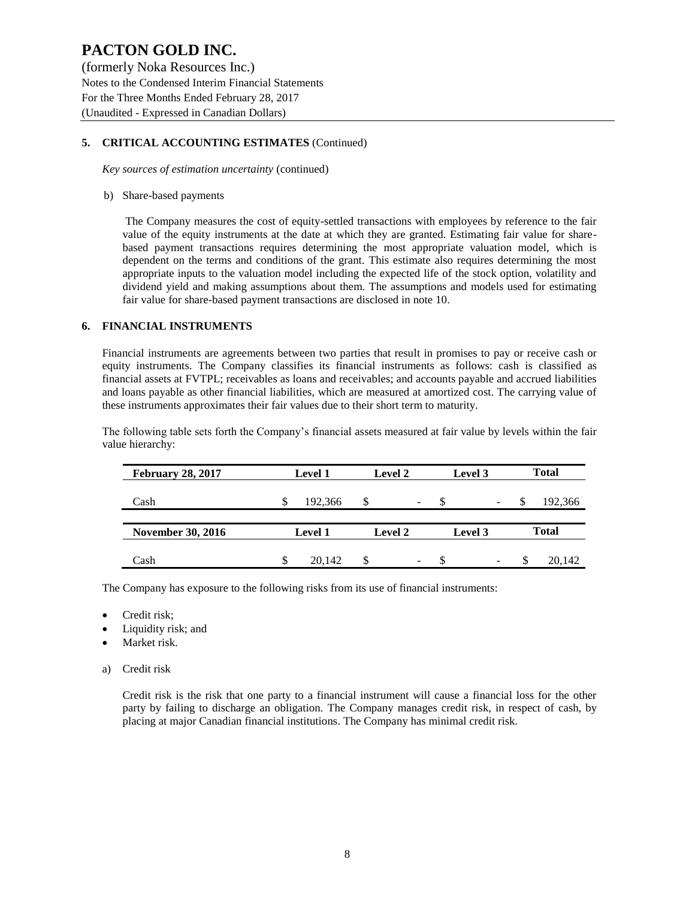## 5. CRITICAL ACCOUNTING ESTIMATES (Continued)

*Key sources of estimation uncertainty* (continued)

b) Share-based payments

The Company measures the cost of equity-settled transactions with employees by reference to the fair value of the equity instruments at the date at which they are granted. Estimating fair value for share-based payment transactions requires determining the most appropriate valuation model, which is dependent on the terms and conditions of the grant. This estimate also requires determining the most appropriate inputs to the valuation model including the expected life of the stock option, volatility and dividend yield and making assumptions about them. The assumptions and models used for estimating fair value for share-based payment transactions are disclosed in note 10.

## 6. FINANCIAL INSTRUMENTS

Financial instruments are agreements between two parties that result in promises to pay or receive cash or equity instruments. The Company classifies its financial instruments as follows: cash is classified as financial assets at FVTPL; receivables as loans and receivables; and accounts payable and accrued liabilities and loans payable as other financial liabilities, which are measured at amortized cost. The carrying value of these instruments approximates their fair values due to their short term to maturity.

The following table sets forth the Company's financial assets measured at fair value by levels within the fair value hierarchy:

| February 28, 2017 | Level 1 | Level 2 | Level 3 | Total |
|---|---|---|---|---|
| Cash | $ 192,366 | $ - | $ - | $ 192,366 |

| November 30, 2016 | Level 1 | Level 2 | Level 3 | Total |
|---|---|---|---|---|
| Cash | $ 20,142 | $ - | $ - | $ 20,142 |

The Company has exposure to the following risks from its use of financial instruments:

- Credit risk;
- Liquidity risk; and
- Market risk.

a) Credit risk

Credit risk is the risk that one party to a financial instrument will cause a financial loss for the other party by failing to discharge an obligation. The Company manages credit risk, in respect of cash, by placing at major Canadian financial institutions. The Company has minimal credit risk.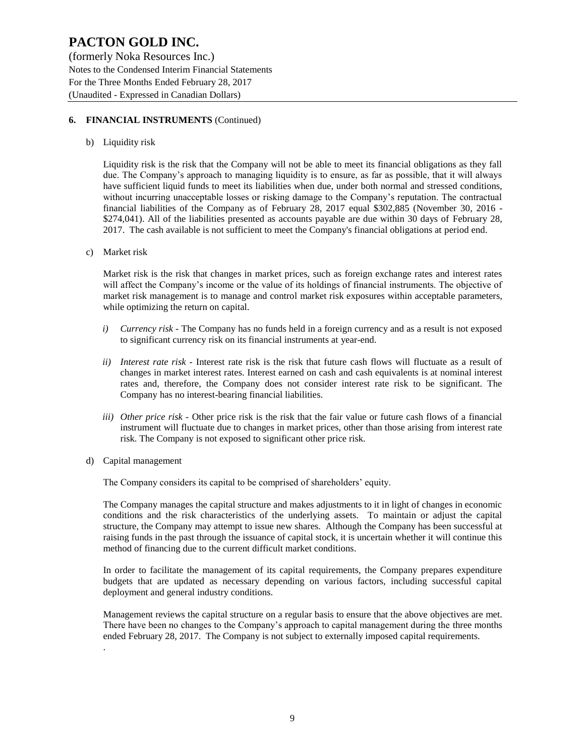## 6. FINANCIAL INSTRUMENTS (Continued)

b) Liquidity risk

Liquidity risk is the risk that the Company will not be able to meet its financial obligations as they fall due. The Company's approach to managing liquidity is to ensure, as far as possible, that it will always have sufficient liquid funds to meet its liabilities when due, under both normal and stressed conditions, without incurring unacceptable losses or risking damage to the Company's reputation. The contractual financial liabilities of the Company as of February 28, 2017 equal $302,885 (November 30, 2016 - $274,041). All of the liabilities presented as accounts payable are due within 30 days of February 28, 2017. The cash available is not sufficient to meet the Company's financial obligations at period end.

c) Market risk

Market risk is the risk that changes in market prices, such as foreign exchange rates and interest rates will affect the Company's income or the value of its holdings of financial instruments. The objective of market risk management is to manage and control market risk exposures within acceptable parameters, while optimizing the return on capital.

*i) Currency risk* - The Company has no funds held in a foreign currency and as a result is not exposed to significant currency risk on its financial instruments at year-end.

*ii) Interest rate risk* - Interest rate risk is the risk that future cash flows will fluctuate as a result of changes in market interest rates. Interest earned on cash and cash equivalents is at nominal interest rates and, therefore, the Company does not consider interest rate risk to be significant. The Company has no interest-bearing financial liabilities.

*iii) Other price risk* - Other price risk is the risk that the fair value or future cash flows of a financial instrument will fluctuate due to changes in market prices, other than those arising from interest rate risk. The Company is not exposed to significant other price risk.

d) Capital management

The Company considers its capital to be comprised of shareholders' equity.

The Company manages the capital structure and makes adjustments to it in light of changes in economic conditions and the risk characteristics of the underlying assets. To maintain or adjust the capital structure, the Company may attempt to issue new shares. Although the Company has been successful at raising funds in the past through the issuance of capital stock, it is uncertain whether it will continue this method of financing due to the current difficult market conditions.

In order to facilitate the management of its capital requirements, the Company prepares expenditure budgets that are updated as necessary depending on various factors, including successful capital deployment and general industry conditions.

Management reviews the capital structure on a regular basis to ensure that the above objectives are met. There have been no changes to the Company's approach to capital management during the three months ended February 28, 2017. The Company is not subject to externally imposed capital requirements.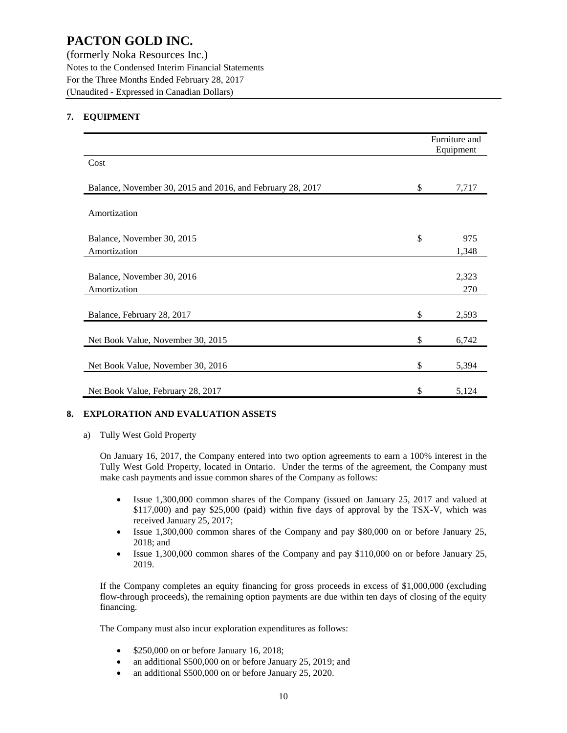# PACTON GOLD INC.

(formerly Noka Resources Inc.)
Notes to the Condensed Interim Financial Statements
For the Three Months Ended February 28, 2017
(Unaudited - Expressed in Canadian Dollars)

## 7. EQUIPMENT

| | | Furniture and Equipment |
|---|---|---|
| Cost | | |
| Balance, November 30, 2015 and 2016, and February 28, 2017 | $ | 7,717 |
| Amortization | | |
| Balance, November 30, 2015 | $ | 975 |
| Amortization | | 1,348 |
| Balance, November 30, 2016 | | 2,323 |
| Amortization | | 270 |
| Balance, February 28, 2017 | $ | 2,593 |
| Net Book Value, November 30, 2015 | $ | 6,742 |
| Net Book Value, November 30, 2016 | $ | 5,394 |
| Net Book Value, February 28, 2017 | $ | 5,124 |

## 8. EXPLORATION AND EVALUATION ASSETS

a) Tully West Gold Property

On January 16, 2017, the Company entered into two option agreements to earn a 100% interest in the Tully West Gold Property, located in Ontario. Under the terms of the agreement, the Company must make cash payments and issue common shares of the Company as follows:

- Issue 1,300,000 common shares of the Company (issued on January 25, 2017 and valued at $117,000) and pay $25,000 (paid) within five days of approval by the TSX-V, which was received January 25, 2017;
- Issue 1,300,000 common shares of the Company and pay $80,000 on or before January 25, 2018; and
- Issue 1,300,000 common shares of the Company and pay $110,000 on or before January 25, 2019.

If the Company completes an equity financing for gross proceeds in excess of $1,000,000 (excluding flow-through proceeds), the remaining option payments are due within ten days of closing of the equity financing.

The Company must also incur exploration expenditures as follows:

- $250,000 on or before January 16, 2018;
- an additional $500,000 on or before January 25, 2019; and
- an additional $500,000 on or before January 25, 2020.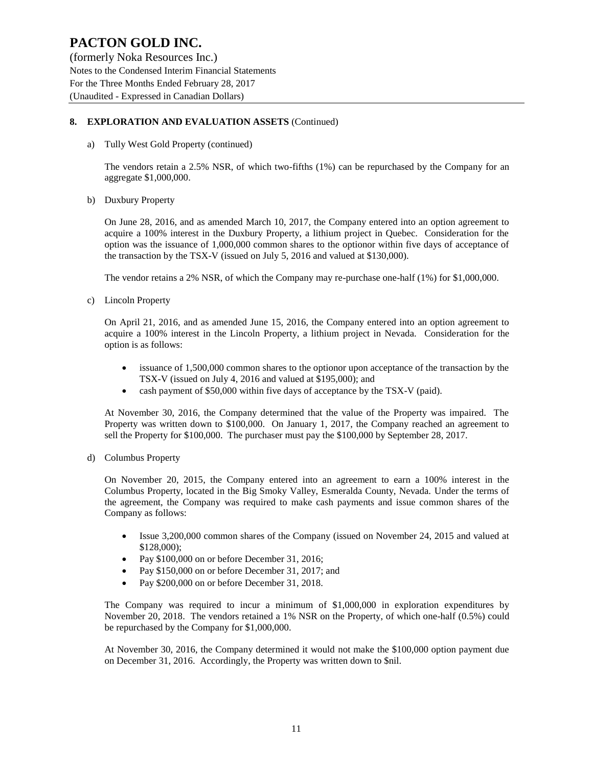## 8. EXPLORATION AND EVALUATION ASSETS (Continued)

a) Tully West Gold Property (continued)

The vendors retain a 2.5% NSR, of which two-fifths (1%) can be repurchased by the Company for an aggregate $1,000,000.

b) Duxbury Property

On June 28, 2016, and as amended March 10, 2017, the Company entered into an option agreement to acquire a 100% interest in the Duxbury Property, a lithium project in Quebec. Consideration for the option was the issuance of 1,000,000 common shares to the optionor within five days of acceptance of the transaction by the TSX-V (issued on July 5, 2016 and valued at $130,000).

The vendor retains a 2% NSR, of which the Company may re-purchase one-half (1%) for $1,000,000.

c) Lincoln Property

On April 21, 2016, and as amended June 15, 2016, the Company entered into an option agreement to acquire a 100% interest in the Lincoln Property, a lithium project in Nevada. Consideration for the option is as follows:

- issuance of 1,500,000 common shares to the optionor upon acceptance of the transaction by the TSX-V (issued on July 4, 2016 and valued at $195,000); and
- cash payment of $50,000 within five days of acceptance by the TSX-V (paid).

At November 30, 2016, the Company determined that the value of the Property was impaired. The Property was written down to $100,000. On January 1, 2017, the Company reached an agreement to sell the Property for $100,000. The purchaser must pay the $100,000 by September 28, 2017.

d) Columbus Property

On November 20, 2015, the Company entered into an agreement to earn a 100% interest in the Columbus Property, located in the Big Smoky Valley, Esmeralda County, Nevada. Under the terms of the agreement, the Company was required to make cash payments and issue common shares of the Company as follows:

- Issue 3,200,000 common shares of the Company (issued on November 24, 2015 and valued at $128,000);
- Pay $100,000 on or before December 31, 2016;
- Pay $150,000 on or before December 31, 2017; and
- Pay $200,000 on or before December 31, 2018.

The Company was required to incur a minimum of $1,000,000 in exploration expenditures by November 20, 2018. The vendors retained a 1% NSR on the Property, of which one-half (0.5%) could be repurchased by the Company for $1,000,000.

At November 30, 2016, the Company determined it would not make the $100,000 option payment due on December 31, 2016. Accordingly, the Property was written down to $nil.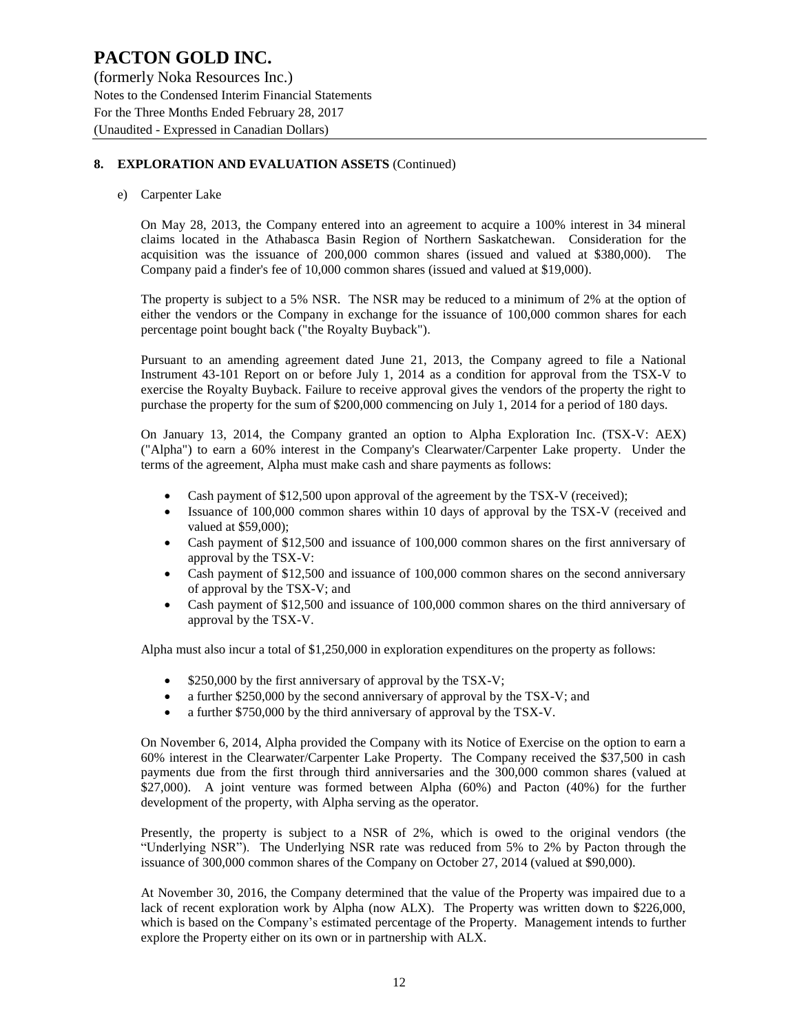## 8. EXPLORATION AND EVALUATION ASSETS (Continued)

e) Carpenter Lake

On May 28, 2013, the Company entered into an agreement to acquire a 100% interest in 34 mineral claims located in the Athabasca Basin Region of Northern Saskatchewan. Consideration for the acquisition was the issuance of 200,000 common shares (issued and valued at $380,000). The Company paid a finder's fee of 10,000 common shares (issued and valued at $19,000).

The property is subject to a 5% NSR. The NSR may be reduced to a minimum of 2% at the option of either the vendors or the Company in exchange for the issuance of 100,000 common shares for each percentage point bought back ("the Royalty Buyback").

Pursuant to an amending agreement dated June 21, 2013, the Company agreed to file a National Instrument 43-101 Report on or before July 1, 2014 as a condition for approval from the TSX-V to exercise the Royalty Buyback. Failure to receive approval gives the vendors of the property the right to purchase the property for the sum of $200,000 commencing on July 1, 2014 for a period of 180 days.

On January 13, 2014, the Company granted an option to Alpha Exploration Inc. (TSX-V: AEX) ("Alpha") to earn a 60% interest in the Company's Clearwater/Carpenter Lake property. Under the terms of the agreement, Alpha must make cash and share payments as follows:

- Cash payment of $12,500 upon approval of the agreement by the TSX-V (received);
- Issuance of 100,000 common shares within 10 days of approval by the TSX-V (received and valued at $59,000);
- Cash payment of $12,500 and issuance of 100,000 common shares on the first anniversary of approval by the TSX-V:
- Cash payment of $12,500 and issuance of 100,000 common shares on the second anniversary of approval by the TSX-V; and
- Cash payment of $12,500 and issuance of 100,000 common shares on the third anniversary of approval by the TSX-V.

Alpha must also incur a total of $1,250,000 in exploration expenditures on the property as follows:

- $250,000 by the first anniversary of approval by the TSX-V;
- a further $250,000 by the second anniversary of approval by the TSX-V; and
- a further $750,000 by the third anniversary of approval by the TSX-V.

On November 6, 2014, Alpha provided the Company with its Notice of Exercise on the option to earn a 60% interest in the Clearwater/Carpenter Lake Property. The Company received the $37,500 in cash payments due from the first through third anniversaries and the 300,000 common shares (valued at $27,000). A joint venture was formed between Alpha (60%) and Pacton (40%) for the further development of the property, with Alpha serving as the operator.

Presently, the property is subject to a NSR of 2%, which is owed to the original vendors (the "Underlying NSR"). The Underlying NSR rate was reduced from 5% to 2% by Pacton through the issuance of 300,000 common shares of the Company on October 27, 2014 (valued at $90,000).

At November 30, 2016, the Company determined that the value of the Property was impaired due to a lack of recent exploration work by Alpha (now ALX). The Property was written down to $226,000, which is based on the Company's estimated percentage of the Property. Management intends to further explore the Property either on its own or in partnership with ALX.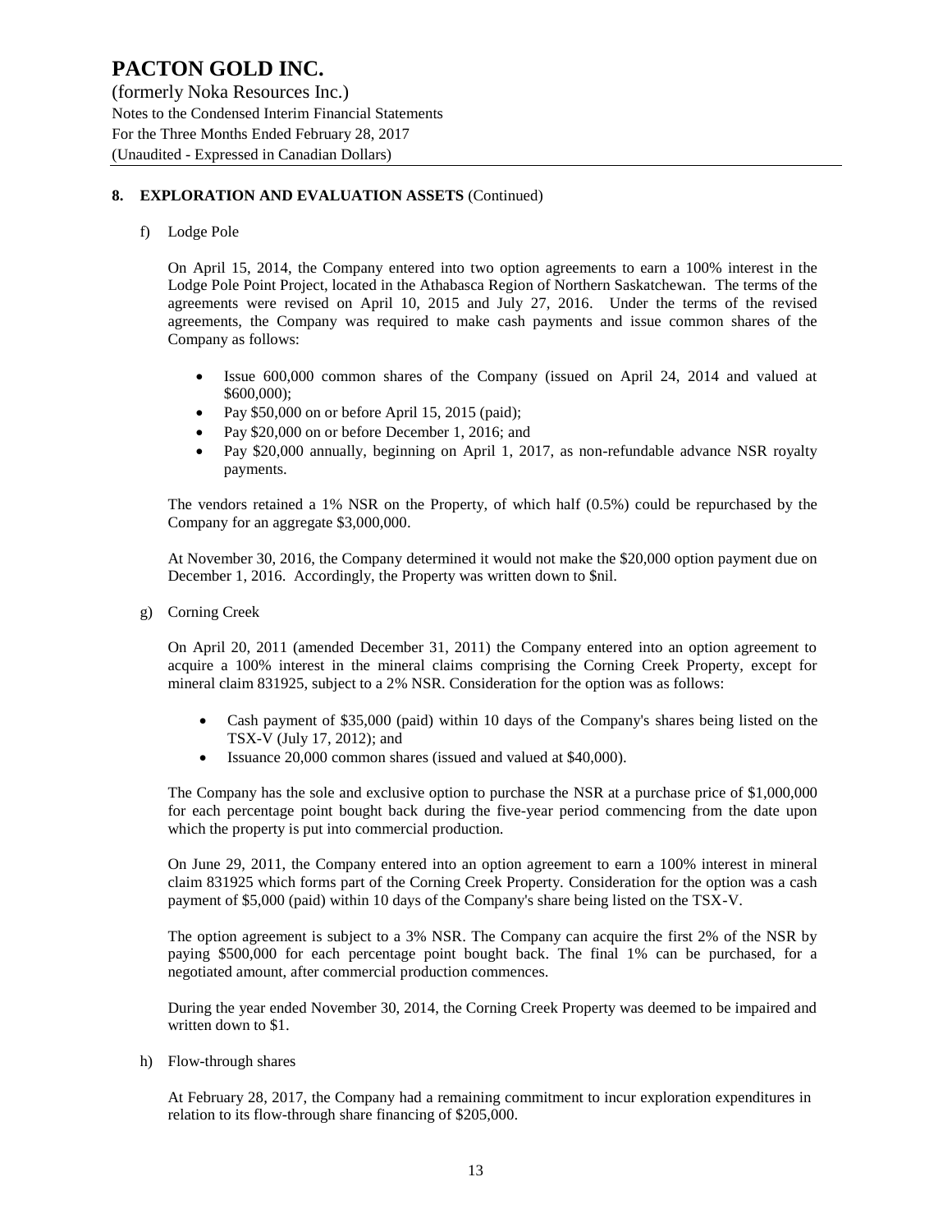## 8. EXPLORATION AND EVALUATION ASSETS (Continued)

f) Lodge Pole

On April 15, 2014, the Company entered into two option agreements to earn a 100% interest in the Lodge Pole Point Project, located in the Athabasca Region of Northern Saskatchewan. The terms of the agreements were revised on April 10, 2015 and July 27, 2016. Under the terms of the revised agreements, the Company was required to make cash payments and issue common shares of the Company as follows:

- Issue 600,000 common shares of the Company (issued on April 24, 2014 and valued at $600,000);
- Pay $50,000 on or before April 15, 2015 (paid);
- Pay $20,000 on or before December 1, 2016; and
- Pay $20,000 annually, beginning on April 1, 2017, as non-refundable advance NSR royalty payments.

The vendors retained a 1% NSR on the Property, of which half (0.5%) could be repurchased by the Company for an aggregate $3,000,000.

At November 30, 2016, the Company determined it would not make the $20,000 option payment due on December 1, 2016. Accordingly, the Property was written down to $nil.

g) Corning Creek

On April 20, 2011 (amended December 31, 2011) the Company entered into an option agreement to acquire a 100% interest in the mineral claims comprising the Corning Creek Property, except for mineral claim 831925, subject to a 2% NSR. Consideration for the option was as follows:

- Cash payment of $35,000 (paid) within 10 days of the Company's shares being listed on the TSX-V (July 17, 2012); and
- Issuance 20,000 common shares (issued and valued at $40,000).

The Company has the sole and exclusive option to purchase the NSR at a purchase price of $1,000,000 for each percentage point bought back during the five-year period commencing from the date upon which the property is put into commercial production.

On June 29, 2011, the Company entered into an option agreement to earn a 100% interest in mineral claim 831925 which forms part of the Corning Creek Property. Consideration for the option was a cash payment of $5,000 (paid) within 10 days of the Company's share being listed on the TSX-V.

The option agreement is subject to a 3% NSR. The Company can acquire the first 2% of the NSR by paying $500,000 for each percentage point bought back. The final 1% can be purchased, for a negotiated amount, after commercial production commences.

During the year ended November 30, 2014, the Corning Creek Property was deemed to be impaired and written down to $1.

h) Flow-through shares

At February 28, 2017, the Company had a remaining commitment to incur exploration expenditures in relation to its flow-through share financing of $205,000.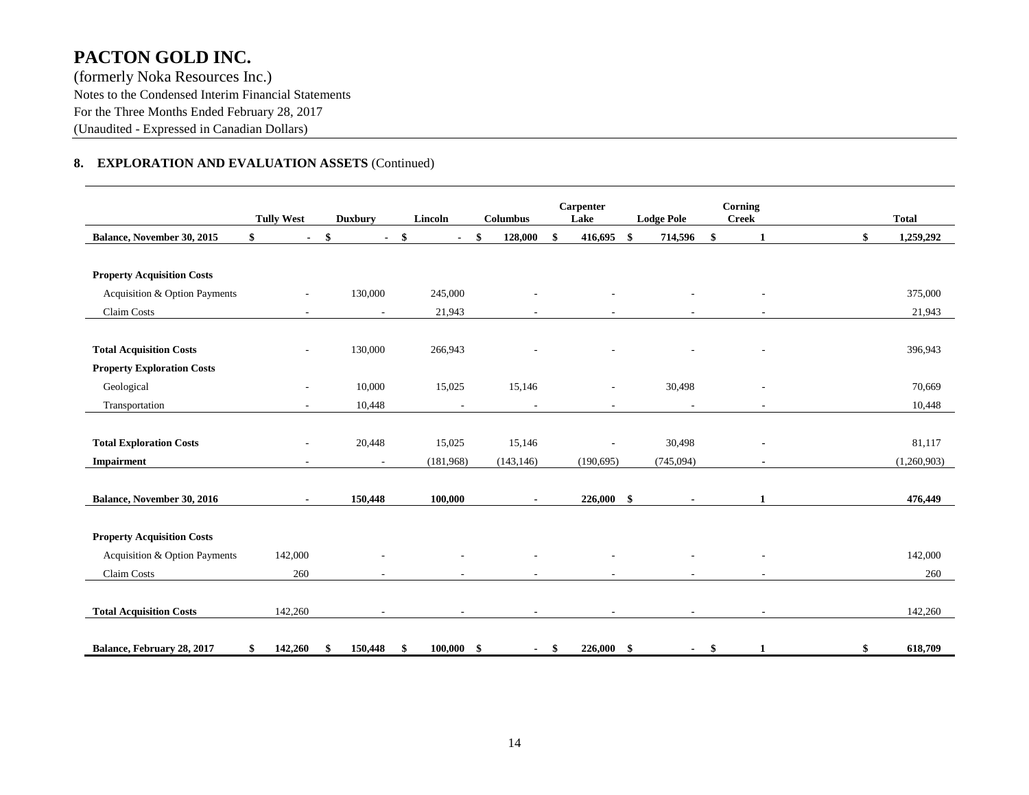# PACTON GOLD INC.

(formerly Noka Resources Inc.)
Notes to the Condensed Interim Financial Statements
For the Three Months Ended February 28, 2017
(Unaudited - Expressed in Canadian Dollars)

## 8. EXPLORATION AND EVALUATION ASSETS (Continued)

| | Tully West | Duxbury | Lincoln | Columbus | Carpenter Lake | Lodge Pole | Corning Creek | Total |
|---|---|---|---|---|---|---|---|---|
| **Balance, November 30, 2015** | $ - | $ - | $ - | $ 128,000 | $ 416,695 | $ 714,596 | $ 1 | $ 1,259,292 |
| **Property Acquisition Costs** | | | | | | | | |
| Acquisition & Option Payments | - | 130,000 | 245,000 | - | - | - | - | 375,000 |
| Claim Costs | - | - | 21,943 | - | - | - | - | 21,943 |
| **Total Acquisition Costs** | - | 130,000 | 266,943 | - | - | - | - | 396,943 |
| **Property Exploration Costs** | | | | | | | | |
| Geological | - | 10,000 | 15,025 | 15,146 | - | 30,498 | - | 70,669 |
| Transportation | - | 10,448 | - | - | - | - | - | 10,448 |
| **Total Exploration Costs** | - | 20,448 | 15,025 | 15,146 | - | 30,498 | - | 81,117 |
| **Impairment** | - | - | (181,968) | (143,146) | (190,695) | (745,094) | - | (1,260,903) |
| **Balance, November 30, 2016** | - | 150,448 | 100,000 | - | 226,000 | $ - | 1 | 476,449 |
| **Property Acquisition Costs** | | | | | | | | |
| Acquisition & Option Payments | 142,000 | - | - | - | - | - | - | 142,000 |
| Claim Costs | 260 | - | - | - | - | - | - | 260 |
| **Total Acquisition Costs** | 142,260 | - | - | - | - | - | - | 142,260 |
| **Balance, February 28, 2017** | $ 142,260 | $ 150,448 | $ 100,000 | $ - | $ 226,000 | $ - | $ 1 | $ 618,709 |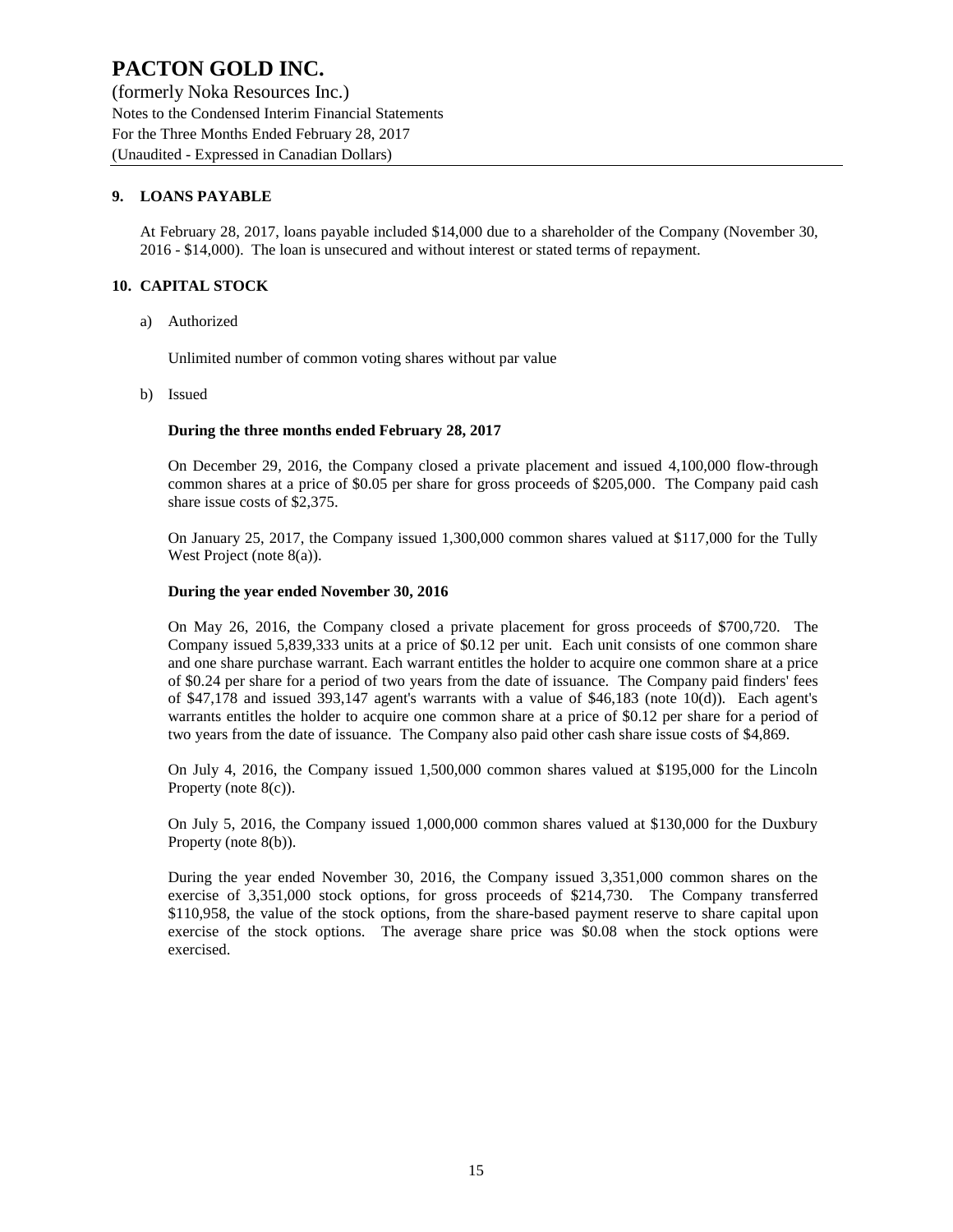## 9. LOANS PAYABLE

At February 28, 2017, loans payable included $14,000 due to a shareholder of the Company (November 30, 2016 - $14,000). The loan is unsecured and without interest or stated terms of repayment.

## 10. CAPITAL STOCK

a) Authorized

Unlimited number of common voting shares without par value

b) Issued

**During the three months ended February 28, 2017**

On December 29, 2016, the Company closed a private placement and issued 4,100,000 flow-through common shares at a price of $0.05 per share for gross proceeds of $205,000. The Company paid cash share issue costs of $2,375.

On January 25, 2017, the Company issued 1,300,000 common shares valued at $117,000 for the Tully West Project (note 8(a)).

**During the year ended November 30, 2016**

On May 26, 2016, the Company closed a private placement for gross proceeds of $700,720. The Company issued 5,839,333 units at a price of $0.12 per unit. Each unit consists of one common share and one share purchase warrant. Each warrant entitles the holder to acquire one common share at a price of $0.24 per share for a period of two years from the date of issuance. The Company paid finders' fees of $47,178 and issued 393,147 agent's warrants with a value of $46,183 (note 10(d)). Each agent's warrants entitles the holder to acquire one common share at a price of $0.12 per share for a period of two years from the date of issuance. The Company also paid other cash share issue costs of $4,869.

On July 4, 2016, the Company issued 1,500,000 common shares valued at $195,000 for the Lincoln Property (note 8(c)).

On July 5, 2016, the Company issued 1,000,000 common shares valued at $130,000 for the Duxbury Property (note 8(b)).

During the year ended November 30, 2016, the Company issued 3,351,000 common shares on the exercise of 3,351,000 stock options, for gross proceeds of $214,730. The Company transferred $110,958, the value of the stock options, from the share-based payment reserve to share capital upon exercise of the stock options. The average share price was $0.08 when the stock options were exercised.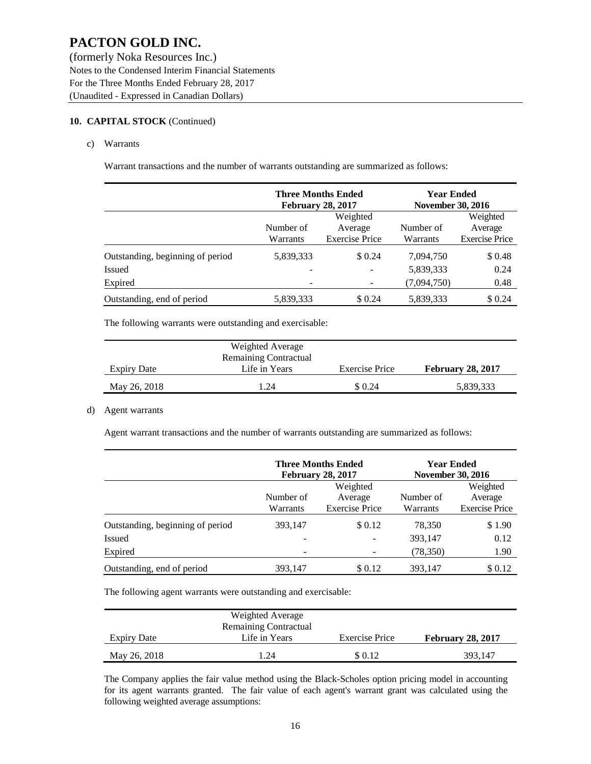# PACTON GOLD INC.

(formerly Noka Resources Inc.)
Notes to the Condensed Interim Financial Statements
For the Three Months Ended February 28, 2017
(Unaudited - Expressed in Canadian Dollars)

## 10. CAPITAL STOCK (Continued)

c) Warrants

Warrant transactions and the number of warrants outstanding are summarized as follows:

| | **Three Months Ended February 28, 2017** | | **Year Ended November 30, 2016** | |
|---|---|---|---|---|
| | Number of Warrants | Weighted Average Exercise Price | Number of Warrants | Weighted Average Exercise Price |
| Outstanding, beginning of period | 5,839,333 | $ 0.24 | 7,094,750 | $ 0.48 |
| Issued | - | - | 5,839,333 | 0.24 |
| Expired | - | - | (7,094,750) | 0.48 |
| Outstanding, end of period | 5,839,333 | $ 0.24 | 5,839,333 | $ 0.24 |

The following warrants were outstanding and exercisable:

| Expiry Date | Weighted Average Remaining Contractual Life in Years | Exercise Price | **February 28, 2017** |
|---|---|---|---|
| May 26, 2018 | 1.24 | $ 0.24 | 5,839,333 |

d) Agent warrants

Agent warrant transactions and the number of warrants outstanding are summarized as follows:

| | **Three Months Ended February 28, 2017** | | **Year Ended November 30, 2016** | |
|---|---|---|---|---|
| | Number of Warrants | Weighted Average Exercise Price | Number of Warrants | Weighted Average Exercise Price |
| Outstanding, beginning of period | 393,147 | $ 0.12 | 78,350 | $ 1.90 |
| Issued | - | - | 393,147 | 0.12 |
| Expired | - | - | (78,350) | 1.90 |
| Outstanding, end of period | 393,147 | $ 0.12 | 393,147 | $ 0.12 |

The following agent warrants were outstanding and exercisable:

| Expiry Date | Weighted Average Remaining Contractual Life in Years | Exercise Price | **February 28, 2017** |
|---|---|---|---|
| May 26, 2018 | 1.24 | $ 0.12 | 393,147 |

The Company applies the fair value method using the Black-Scholes option pricing model in accounting for its agent warrants granted. The fair value of each agent's warrant grant was calculated using the following weighted average assumptions: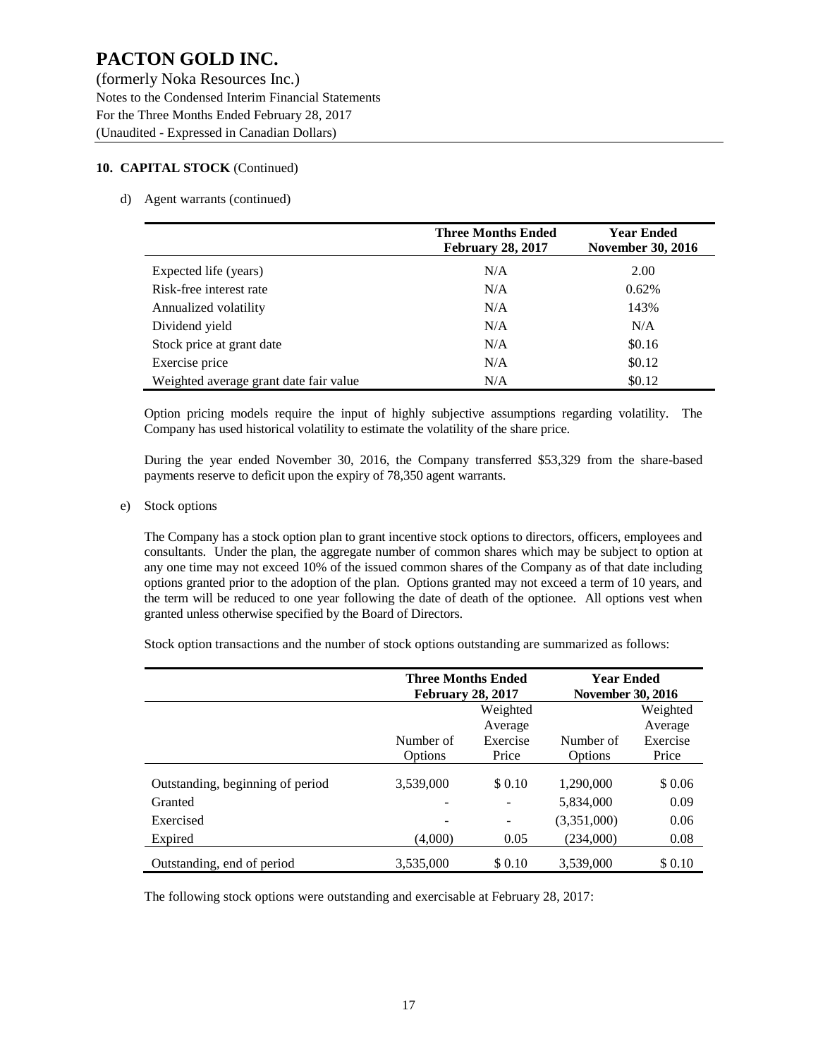# PACTON GOLD INC.

(formerly Noka Resources Inc.)
Notes to the Condensed Interim Financial Statements
For the Three Months Ended February 28, 2017
(Unaudited - Expressed in Canadian Dollars)

## 10. CAPITAL STOCK (Continued)

d) Agent warrants (continued)

| | Three Months Ended February 28, 2017 | Year Ended November 30, 2016 |
|---|---|---|
| Expected life (years) | N/A | 2.00 |
| Risk-free interest rate | N/A | 0.62% |
| Annualized volatility | N/A | 143% |
| Dividend yield | N/A | N/A |
| Stock price at grant date | N/A | $0.16 |
| Exercise price | N/A | $0.12 |
| Weighted average grant date fair value | N/A | $0.12 |

Option pricing models require the input of highly subjective assumptions regarding volatility. The Company has used historical volatility to estimate the volatility of the share price.

During the year ended November 30, 2016, the Company transferred $53,329 from the share-based payments reserve to deficit upon the expiry of 78,350 agent warrants.

e) Stock options

The Company has a stock option plan to grant incentive stock options to directors, officers, employees and consultants. Under the plan, the aggregate number of common shares which may be subject to option at any one time may not exceed 10% of the issued common shares of the Company as of that date including options granted prior to the adoption of the plan. Options granted may not exceed a term of 10 years, and the term will be reduced to one year following the date of death of the optionee. All options vest when granted unless otherwise specified by the Board of Directors.

Stock option transactions and the number of stock options outstanding are summarized as follows:

| | Three Months Ended February 28, 2017 | | Year Ended November 30, 2016 | |
|---|---|---|---|---|
| | Number of Options | Weighted Average Exercise Price | Number of Options | Weighted Average Exercise Price |
| Outstanding, beginning of period | 3,539,000 | $ 0.10 | 1,290,000 | $ 0.06 |
| Granted | - | - | 5,834,000 | 0.09 |
| Exercised | - | - | (3,351,000) | 0.06 |
| Expired | (4,000) | 0.05 | (234,000) | 0.08 |
| Outstanding, end of period | 3,535,000 | $ 0.10 | 3,539,000 | $ 0.10 |

The following stock options were outstanding and exercisable at February 28, 2017: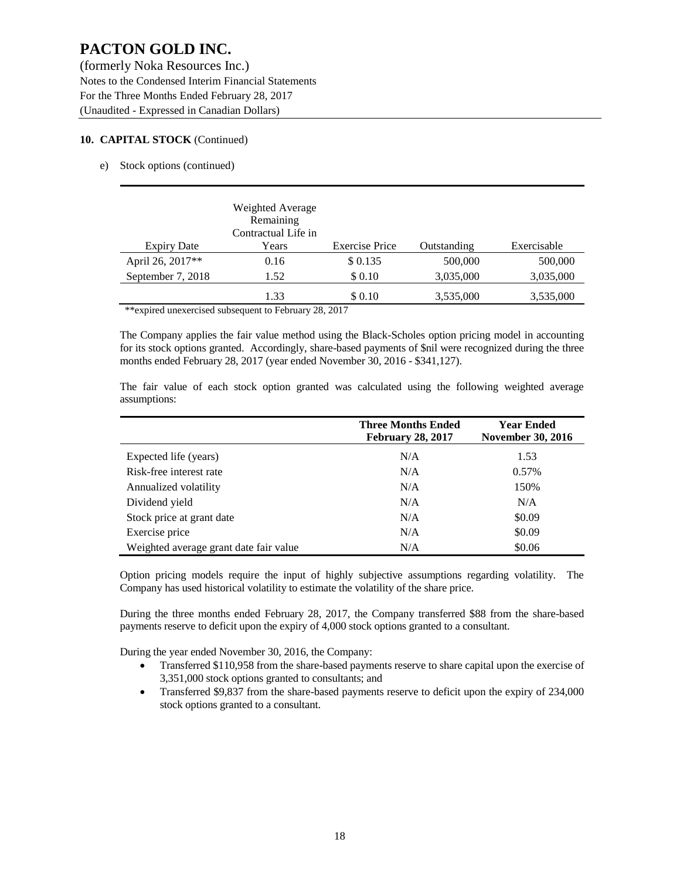# PACTON GOLD INC.

(formerly Noka Resources Inc.)
Notes to the Condensed Interim Financial Statements
For the Three Months Ended February 28, 2017
(Unaudited - Expressed in Canadian Dollars)

## 10. CAPITAL STOCK (Continued)

e) Stock options (continued)

| Expiry Date | Weighted Average Remaining Contractual Life in Years | Exercise Price | Outstanding | Exercisable |
|---|---|---|---|---|
| April 26, 2017** | 0.16 | $ 0.135 | 500,000 | 500,000 |
| September 7, 2018 | 1.52 | $ 0.10 | 3,035,000 | 3,035,000 |
| | 1.33 | $ 0.10 | 3,535,000 | 3,535,000 |

**expired unexercised subsequent to February 28, 2017

The Company applies the fair value method using the Black-Scholes option pricing model in accounting for its stock options granted. Accordingly, share-based payments of $nil were recognized during the three months ended February 28, 2017 (year ended November 30, 2016 - $341,127).

The fair value of each stock option granted was calculated using the following weighted average assumptions:

| | Three Months Ended February 28, 2017 | Year Ended November 30, 2016 |
|---|---|---|
| Expected life (years) | N/A | 1.53 |
| Risk-free interest rate | N/A | 0.57% |
| Annualized volatility | N/A | 150% |
| Dividend yield | N/A | N/A |
| Stock price at grant date | N/A | $0.09 |
| Exercise price | N/A | $0.09 |
| Weighted average grant date fair value | N/A | $0.06 |

Option pricing models require the input of highly subjective assumptions regarding volatility. The Company has used historical volatility to estimate the volatility of the share price.

During the three months ended February 28, 2017, the Company transferred $88 from the share-based payments reserve to deficit upon the expiry of 4,000 stock options granted to a consultant.

During the year ended November 30, 2016, the Company:

- Transferred $110,958 from the share-based payments reserve to share capital upon the exercise of 3,351,000 stock options granted to consultants; and
- Transferred $9,837 from the share-based payments reserve to deficit upon the expiry of 234,000 stock options granted to a consultant.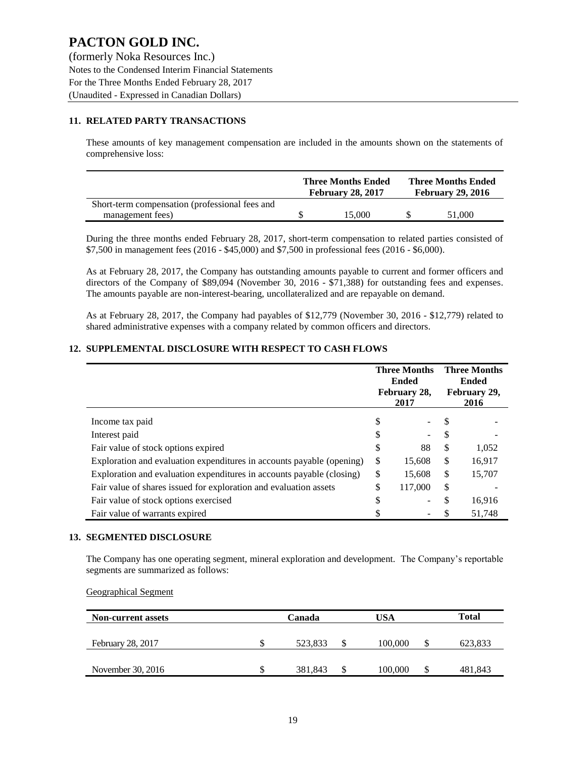# PACTON GOLD INC.

(formerly Noka Resources Inc.)
Notes to the Condensed Interim Financial Statements
For the Three Months Ended February 28, 2017
(Unaudited - Expressed in Canadian Dollars)

## 11. RELATED PARTY TRANSACTIONS

These amounts of key management compensation are included in the amounts shown on the statements of comprehensive loss:

| | Three Months Ended February 28, 2017 | Three Months Ended February 29, 2016 |
|---|---|---|
| Short-term compensation (professional fees and management fees) | $ 15,000 | $ 51,000 |

During the three months ended February 28, 2017, short-term compensation to related parties consisted of $7,500 in management fees (2016 - $45,000) and $7,500 in professional fees (2016 - $6,000).

As at February 28, 2017, the Company has outstanding amounts payable to current and former officers and directors of the Company of $89,094 (November 30, 2016 - $71,388) for outstanding fees and expenses. The amounts payable are non-interest-bearing, uncollateralized and are repayable on demand.

As at February 28, 2017, the Company had payables of $12,779 (November 30, 2016 - $12,779) related to shared administrative expenses with a company related by common officers and directors.

## 12. SUPPLEMENTAL DISCLOSURE WITH RESPECT TO CASH FLOWS

| | Three Months Ended February 28, 2017 | Three Months Ended February 29, 2016 |
|---|---|---|
| Income tax paid | $ - | $ - |
| Interest paid | $ - | $ - |
| Fair value of stock options expired | $ 88 | $ 1,052 |
| Exploration and evaluation expenditures in accounts payable (opening) | $ 15,608 | $ 16,917 |
| Exploration and evaluation expenditures in accounts payable (closing) | $ 15,608 | $ 15,707 |
| Fair value of shares issued for exploration and evaluation assets | $ 117,000 | $ - |
| Fair value of stock options exercised | $ - | $ 16,916 |
| Fair value of warrants expired | $ - | $ 51,748 |

## 13. SEGMENTED DISCLOSURE

The Company has one operating segment, mineral exploration and development. The Company's reportable segments are summarized as follows:

Geographical Segment

| Non-current assets | Canada | USA | Total |
|---|---|---|---|
| February 28, 2017 | $ 523,833 | $ 100,000 | $ 623,833 |
| November 30, 2016 | $ 381,843 | $ 100,000 | $ 481,843 |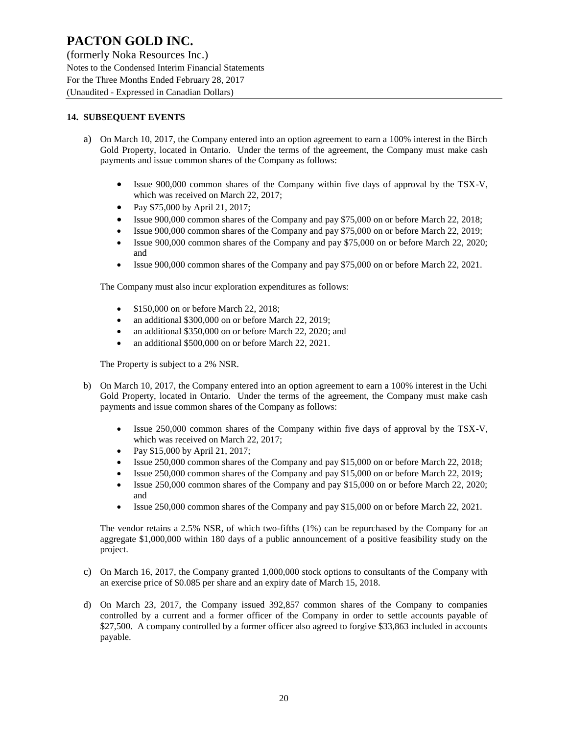## 14. SUBSEQUENT EVENTS

a) On March 10, 2017, the Company entered into an option agreement to earn a 100% interest in the Birch Gold Property, located in Ontario. Under the terms of the agreement, the Company must make cash payments and issue common shares of the Company as follows:

- Issue 900,000 common shares of the Company within five days of approval by the TSX-V, which was received on March 22, 2017;
- Pay $75,000 by April 21, 2017;
- Issue 900,000 common shares of the Company and pay $75,000 on or before March 22, 2018;
- Issue 900,000 common shares of the Company and pay $75,000 on or before March 22, 2019;
- Issue 900,000 common shares of the Company and pay $75,000 on or before March 22, 2020; and
- Issue 900,000 common shares of the Company and pay $75,000 on or before March 22, 2021.

The Company must also incur exploration expenditures as follows:

- $150,000 on or before March 22, 2018;
- an additional $300,000 on or before March 22, 2019;
- an additional $350,000 on or before March 22, 2020; and
- an additional $500,000 on or before March 22, 2021.

The Property is subject to a 2% NSR.

b) On March 10, 2017, the Company entered into an option agreement to earn a 100% interest in the Uchi Gold Property, located in Ontario. Under the terms of the agreement, the Company must make cash payments and issue common shares of the Company as follows:

- Issue 250,000 common shares of the Company within five days of approval by the TSX-V, which was received on March 22, 2017;
- Pay $15,000 by April 21, 2017;
- Issue 250,000 common shares of the Company and pay $15,000 on or before March 22, 2018;
- Issue 250,000 common shares of the Company and pay $15,000 on or before March 22, 2019;
- Issue 250,000 common shares of the Company and pay $15,000 on or before March 22, 2020; and
- Issue 250,000 common shares of the Company and pay $15,000 on or before March 22, 2021.

The vendor retains a 2.5% NSR, of which two-fifths (1%) can be repurchased by the Company for an aggregate $1,000,000 within 180 days of a public announcement of a positive feasibility study on the project.

c) On March 16, 2017, the Company granted 1,000,000 stock options to consultants of the Company with an exercise price of $0.085 per share and an expiry date of March 15, 2018.

d) On March 23, 2017, the Company issued 392,857 common shares of the Company to companies controlled by a current and a former officer of the Company in order to settle accounts payable of $27,500. A company controlled by a former officer also agreed to forgive $33,863 included in accounts payable.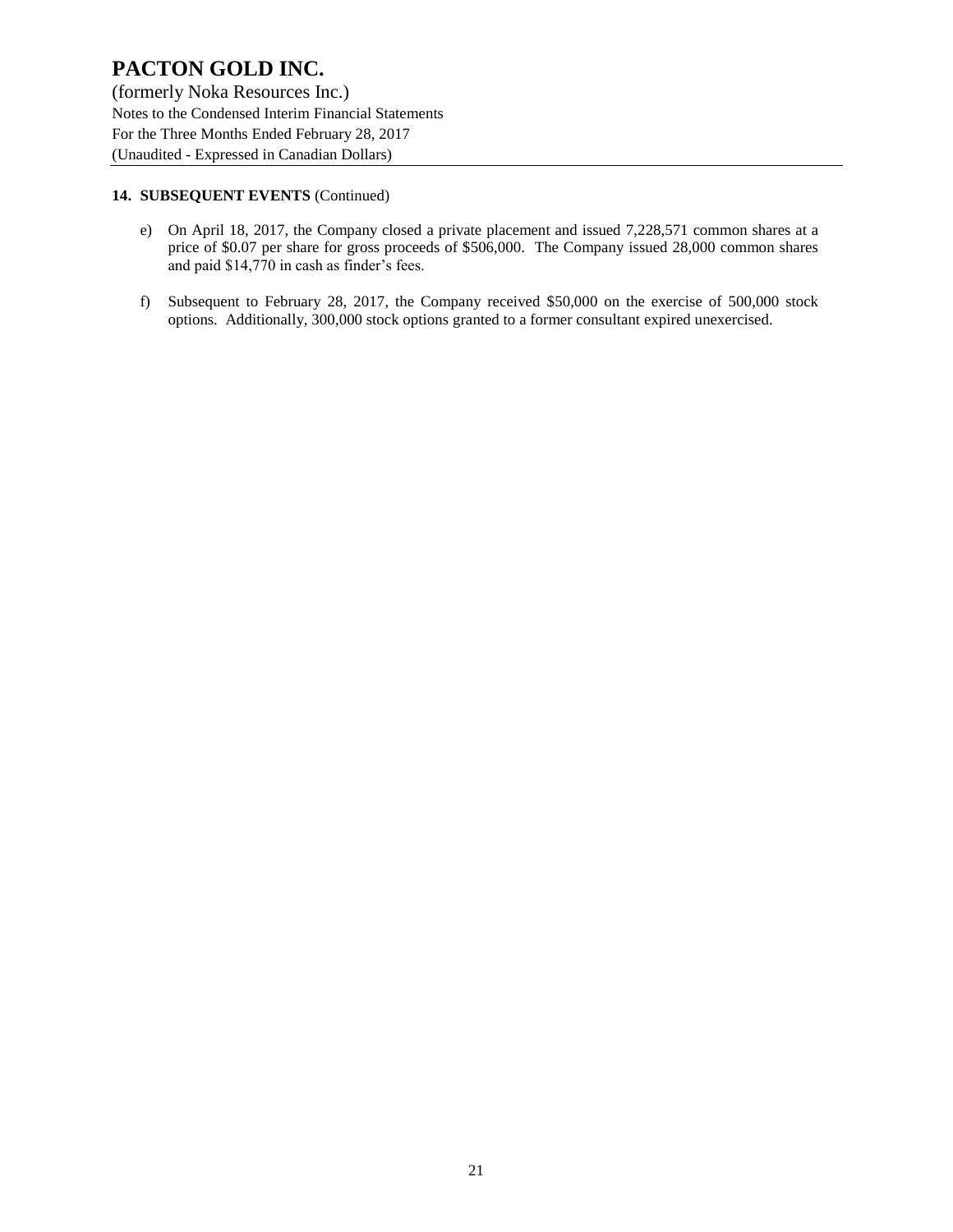## 14. SUBSEQUENT EVENTS (Continued)

e) On April 18, 2017, the Company closed a private placement and issued 7,228,571 common shares at a price of $0.07 per share for gross proceeds of $506,000. The Company issued 28,000 common shares and paid $14,770 in cash as finder's fees.

f) Subsequent to February 28, 2017, the Company received $50,000 on the exercise of 500,000 stock options. Additionally, 300,000 stock options granted to a former consultant expired unexercised.